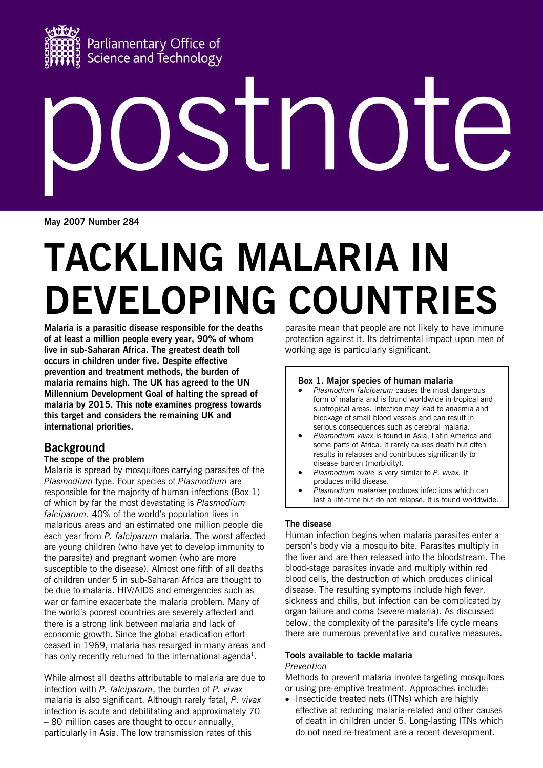Parliamentary Office of Science and Technology

# postnote

**May 2007 Number 284**

# TACKLING MALARIA IN DEVELOPING COUNTRIES

**Malaria is a parasitic disease responsible for the deaths of at least a million people every year, 90% of whom live in sub-Saharan Africa. The greatest death toll occurs in children under five. Despite effective prevention and treatment methods, the burden of malaria remains high. The UK has agreed to the UN Millennium Development Goal of halting the spread of malaria by 2015. This note examines progress towards this target and considers the remaining UK and international priorities.**

## Background

### The scope of the problem

Malaria is spread by mosquitoes carrying parasites of the *Plasmodium* type. Four species of *Plasmodium* are responsible for the majority of human infections (Box 1) of which by far the most devastating is *Plasmodium falciparum*. 40% of the world's population lives in malarious areas and an estimated one million people die each year from *P. falciparum* malaria. The worst affected are young children (who have yet to develop immunity to the parasite) and pregnant women (who are more susceptible to the disease). Almost one fifth of all deaths of children under 5 in sub-Saharan Africa are thought to be due to malaria. HIV/AIDS and emergencies such as war or famine exacerbate the malaria problem. Many of the world's poorest countries are severely affected and there is a strong link between malaria and lack of economic growth. Since the global eradication effort ceased in 1969, malaria has resurged in many areas and has only recently returned to the international agenda[1].

While almost all deaths attributable to malaria are due to infection with *P. falciparum*, the burden of *P. vivax* malaria is also significant. Although rarely fatal, *P. vivax* infection is acute and debilitating and approximately 70 – 80 million cases are thought to occur annually, particularly in Asia. The low transmission rates of this parasite mean that people are not likely to have immune protection against it. Its detrimental impact upon men of working age is particularly significant.

**Box 1. Major species of human malaria**

- *Plasmodium falciparum* causes the most dangerous form of malaria and is found worldwide in tropical and subtropical areas. Infection may lead to anaemia and blockage of small blood vessels and can result in serious consequences such as cerebral malaria.
- *Plasmodium vivax* is found in Asia, Latin America and some parts of Africa. It rarely causes death but often results in relapses and contributes significantly to disease burden (morbidity).
- *Plasmodium ovale* is very similar to *P. vivax.* It produces mild disease.
- *Plasmodium malariae* produces infections which can last a life-time but do not relapse. It is found worldwide.

### The disease

Human infection begins when malaria parasites enter a person's body via a mosquito bite. Parasites multiply in the liver and are then released into the bloodstream. The blood-stage parasites invade and multiply within red blood cells, the destruction of which produces clinical disease. The resulting symptoms include high fever, sickness and chills, but infection can be complicated by organ failure and coma (severe malaria). As discussed below, the complexity of the parasite's life cycle means there are numerous preventative and curative measures.

### Tools available to tackle malaria

*Prevention*

Methods to prevent malaria involve targeting mosquitoes or using pre-emptive treatment. Approaches include:

- Insecticide treated nets (ITNs) which are highly effective at reducing malaria-related and other causes of death in children under 5. Long-lasting ITNs which do not need re-treatment are a recent development.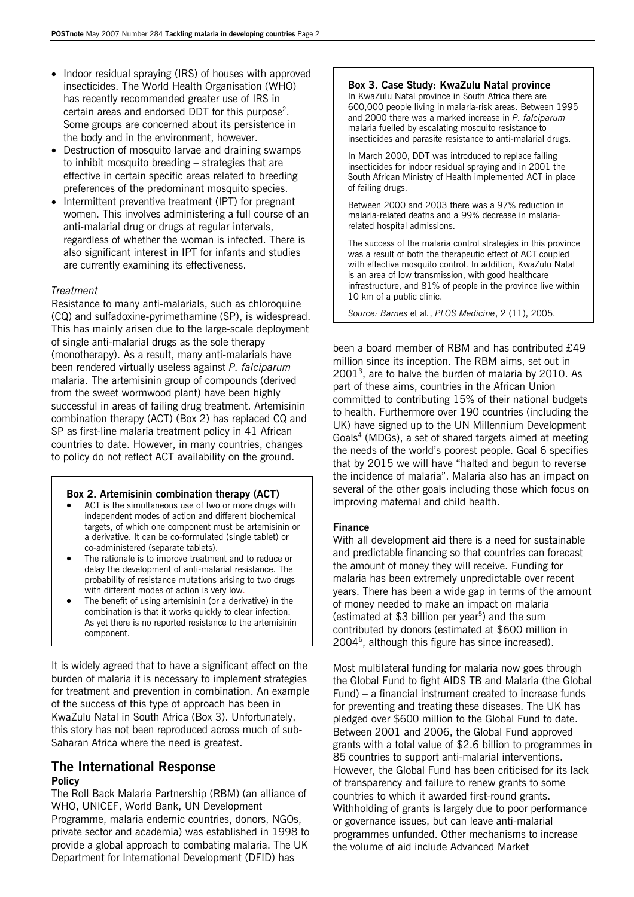- Indoor residual spraying (IRS) of houses with approved insecticides. The World Health Organisation (WHO) has recently recommended greater use of IRS in certain areas and endorsed DDT for this purpose[2]. Some groups are concerned about its persistence in the body and in the environment, however.
- Destruction of mosquito larvae and draining swamps to inhibit mosquito breeding – strategies that are effective in certain specific areas related to breeding preferences of the predominant mosquito species.
- Intermittent preventive treatment (IPT) for pregnant women. This involves administering a full course of an anti-malarial drug or drugs at regular intervals, regardless of whether the woman is infected. There is also significant interest in IPT for infants and studies are currently examining its effectiveness.

*Treatment*

Resistance to many anti-malarials, such as chloroquine (CQ) and sulfadoxine-pyrimethamine (SP), is widespread. This has mainly arisen due to the large-scale deployment of single anti-malarial drugs as the sole therapy (monotherapy). As a result, many anti-malarials have been rendered virtually useless against *P. falciparum* malaria. The artemisinin group of compounds (derived from the sweet wormwood plant) have been highly successful in areas of failing drug treatment. Artemisinin combination therapy (ACT) (Box 2) has replaced CQ and SP as first-line malaria treatment policy in 41 African countries to date. However, in many countries, changes to policy do not reflect ACT availability on the ground.

> **Box 2. Artemisinin combination therapy (ACT)**
>
> - ACT is the simultaneous use of two or more drugs with independent modes of action and different biochemical targets, of which one component must be artemisinin or a derivative. It can be co-formulated (single tablet) or co-administered (separate tablets).
> - The rationale is to improve treatment and to reduce or delay the development of anti-malarial resistance. The probability of resistance mutations arising to two drugs with different modes of action is very low.
> - The benefit of using artemisinin (or a derivative) in the combination is that it works quickly to clear infection. As yet there is no reported resistance to the artemisinin component.

It is widely agreed that to have a significant effect on the burden of malaria it is necessary to implement strategies for treatment and prevention in combination. An example of the success of this type of approach has been in KwaZulu Natal in South Africa (Box 3). Unfortunately, this story has not been reproduced across much of sub-Saharan Africa where the need is greatest.

> **Box 3. Case Study: KwaZulu Natal province**
>
> In KwaZulu Natal province in South Africa there are 600,000 people living in malaria-risk areas. Between 1995 and 2000 there was a marked increase in *P. falciparum* malaria fuelled by escalating mosquito resistance to insecticides and parasite resistance to anti-malarial drugs.
>
> In March 2000, DDT was introduced to replace failing insecticides for indoor residual spraying and in 2001 the South African Ministry of Health implemented ACT in place of failing drugs.
>
> Between 2000 and 2003 there was a 97% reduction in malaria-related deaths and a 99% decrease in malaria-related hospital admissions.
>
> The success of the malaria control strategies in this province was a result of both the therapeutic effect of ACT coupled with effective mosquito control. In addition, KwaZulu Natal is an area of low transmission, with good healthcare infrastructure, and 81% of people in the province live within 10 km of a public clinic.
>
> *Source: Barnes* et al*., PLOS Medicine*, 2 (11), 2005.

## The International Response

### Policy

The Roll Back Malaria Partnership (RBM) (an alliance of WHO, UNICEF, World Bank, UN Development Programme, malaria endemic countries, donors, NGOs, private sector and academia) was established in 1998 to provide a global approach to combating malaria. The UK Department for International Development (DFID) has been a board member of RBM and has contributed £49 million since its inception. The RBM aims, set out in 2001[3], are to halve the burden of malaria by 2010. As part of these aims, countries in the African Union committed to contributing 15% of their national budgets to health. Furthermore over 190 countries (including the UK) have signed up to the UN Millennium Development Goals[4] (MDGs), a set of shared targets aimed at meeting the needs of the world's poorest people. Goal 6 specifies that by 2015 we will have "halted and begun to reverse the incidence of malaria". Malaria also has an impact on several of the other goals including those which focus on improving maternal and child health.

### Finance

With all development aid there is a need for sustainable and predictable financing so that countries can forecast the amount of money they will receive. Funding for malaria has been extremely unpredictable over recent years. There has been a wide gap in terms of the amount of money needed to make an impact on malaria (estimated at $3 billion per year[5]) and the sum contributed by donors (estimated at $600 million in 2004[6], although this figure has since increased).

Most multilateral funding for malaria now goes through the Global Fund to fight AIDS TB and Malaria (the Global Fund) – a financial instrument created to increase funds for preventing and treating these diseases. The UK has pledged over $600 million to the Global Fund to date. Between 2001 and 2006, the Global Fund approved grants with a total value of $2.6 billion to programmes in 85 countries to support anti-malarial interventions. However, the Global Fund has been criticised for its lack of transparency and failure to renew grants to some countries to which it awarded first-round grants. Withholding of grants is largely due to poor performance or governance issues, but can leave anti-malarial programmes unfunded. Other mechanisms to increase the volume of aid include Advanced Market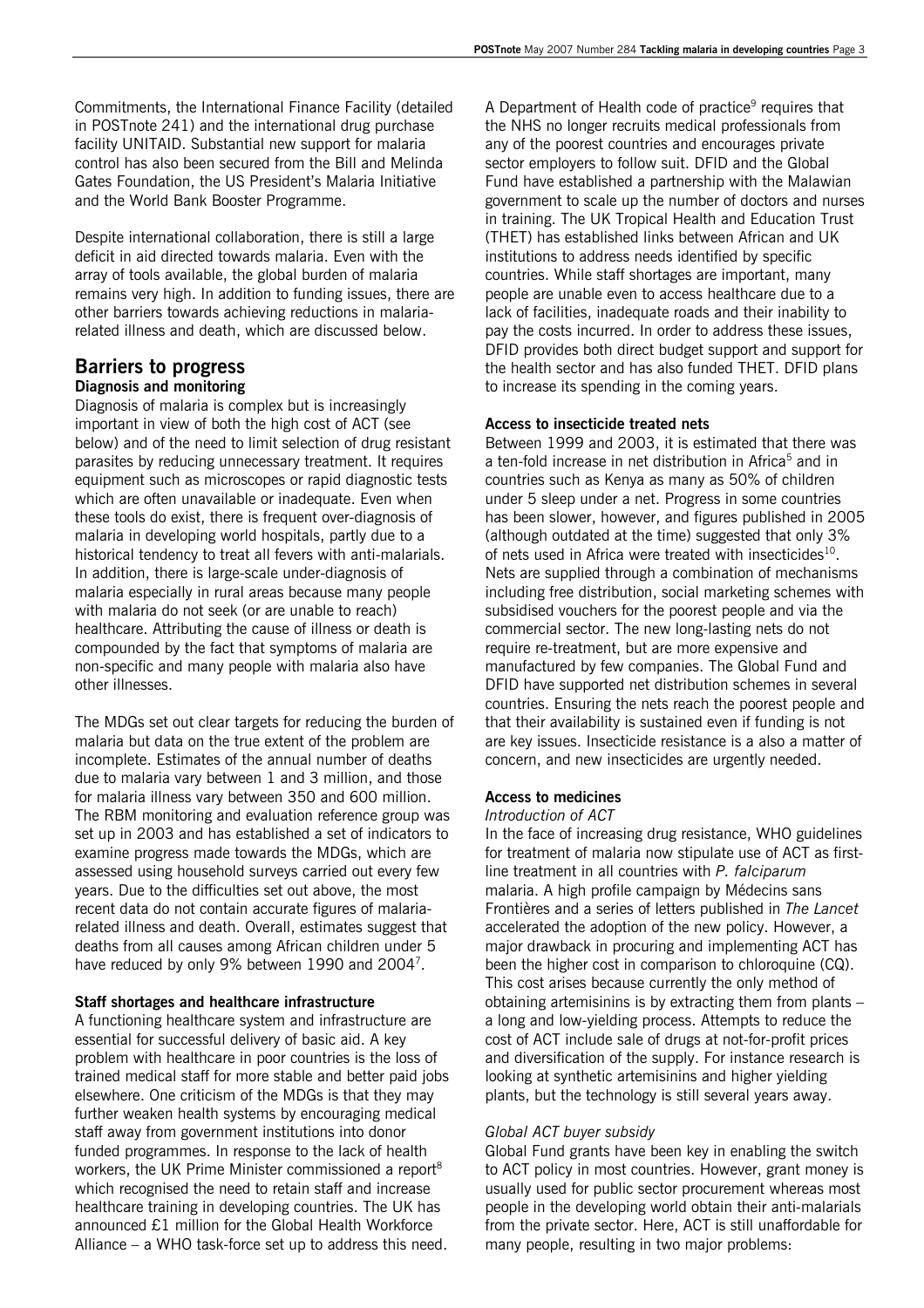Commitments, the International Finance Facility (detailed in POSTnote 241) and the international drug purchase facility UNITAID. Substantial new support for malaria control has also been secured from the Bill and Melinda Gates Foundation, the US President's Malaria Initiative and the World Bank Booster Programme.

Despite international collaboration, there is still a large deficit in aid directed towards malaria. Even with the array of tools available, the global burden of malaria remains very high. In addition to funding issues, there are other barriers towards achieving reductions in malaria-related illness and death, which are discussed below.

## Barriers to progress

### Diagnosis and monitoring

Diagnosis of malaria is complex but is increasingly important in view of both the high cost of ACT (see below) and of the need to limit selection of drug resistant parasites by reducing unnecessary treatment. It requires equipment such as microscopes or rapid diagnostic tests which are often unavailable or inadequate. Even when these tools do exist, there is frequent over-diagnosis of malaria in developing world hospitals, partly due to a historical tendency to treat all fevers with anti-malarials. In addition, there is large-scale under-diagnosis of malaria especially in rural areas because many people with malaria do not seek (or are unable to reach) healthcare. Attributing the cause of illness or death is compounded by the fact that symptoms of malaria are non-specific and many people with malaria also have other illnesses.

The MDGs set out clear targets for reducing the burden of malaria but data on the true extent of the problem are incomplete. Estimates of the annual number of deaths due to malaria vary between 1 and 3 million, and those for malaria illness vary between 350 and 600 million. The RBM monitoring and evaluation reference group was set up in 2003 and has established a set of indicators to examine progress made towards the MDGs, which are assessed using household surveys carried out every few years. Due to the difficulties set out above, the most recent data do not contain accurate figures of malaria-related illness and death. Overall, estimates suggest that deaths from all causes among African children under 5 have reduced by only 9% between 1990 and 2004[7].

### Staff shortages and healthcare infrastructure

A functioning healthcare system and infrastructure are essential for successful delivery of basic aid. A key problem with healthcare in poor countries is the loss of trained medical staff for more stable and better paid jobs elsewhere. One criticism of the MDGs is that they may further weaken health systems by encouraging medical staff away from government institutions into donor funded programmes. In response to the lack of health workers, the UK Prime Minister commissioned a report[8] which recognised the need to retain staff and increase healthcare training in developing countries. The UK has announced £1 million for the Global Health Workforce Alliance – a WHO task-force set up to address this need. A Department of Health code of practice[9] requires that the NHS no longer recruits medical professionals from any of the poorest countries and encourages private sector employers to follow suit. DFID and the Global Fund have established a partnership with the Malawian government to scale up the number of doctors and nurses in training. The UK Tropical Health and Education Trust (THET) has established links between African and UK institutions to address needs identified by specific countries. While staff shortages are important, many people are unable even to access healthcare due to a lack of facilities, inadequate roads and their inability to pay the costs incurred. In order to address these issues, DFID provides both direct budget support and support for the health sector and has also funded THET. DFID plans to increase its spending in the coming years.

### Access to insecticide treated nets

Between 1999 and 2003, it is estimated that there was a ten-fold increase in net distribution in Africa[5] and in countries such as Kenya as many as 50% of children under 5 sleep under a net. Progress in some countries has been slower, however, and figures published in 2005 (although outdated at the time) suggested that only 3% of nets used in Africa were treated with insecticides[10]. Nets are supplied through a combination of mechanisms including free distribution, social marketing schemes with subsidised vouchers for the poorest people and via the commercial sector. The new long-lasting nets do not require re-treatment, but are more expensive and manufactured by few companies. The Global Fund and DFID have supported net distribution schemes in several countries. Ensuring the nets reach the poorest people and that their availability is sustained even if funding is not are key issues. Insecticide resistance is a also a matter of concern, and new insecticides are urgently needed.

### Access to medicines

*Introduction of ACT*

In the face of increasing drug resistance, WHO guidelines for treatment of malaria now stipulate use of ACT as first-line treatment in all countries with *P. falciparum* malaria. A high profile campaign by Médecins sans Frontières and a series of letters published in *The Lancet* accelerated the adoption of the new policy. However, a major drawback in procuring and implementing ACT has been the higher cost in comparison to chloroquine (CQ). This cost arises because currently the only method of obtaining artemisinins is by extracting them from plants – a long and low-yielding process. Attempts to reduce the cost of ACT include sale of drugs at not-for-profit prices and diversification of the supply. For instance research is looking at synthetic artemisinins and higher yielding plants, but the technology is still several years away.

*Global ACT buyer subsidy*

Global Fund grants have been key in enabling the switch to ACT policy in most countries. However, grant money is usually used for public sector procurement whereas most people in the developing world obtain their anti-malarials from the private sector. Here, ACT is still unaffordable for many people, resulting in two major problems: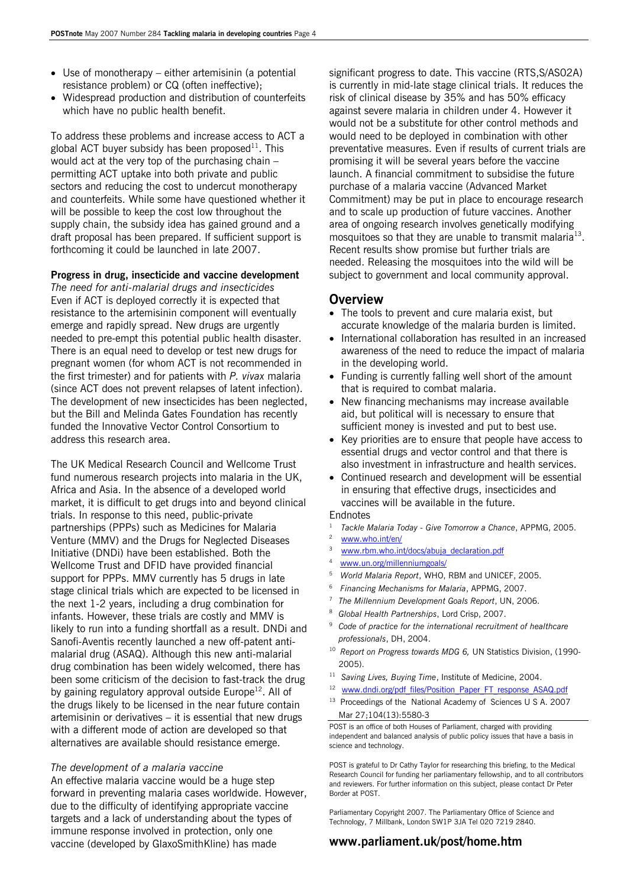- Use of monotherapy – either artemisinin (a potential resistance problem) or CQ (often ineffective);
- Widespread production and distribution of counterfeits which have no public health benefit.

To address these problems and increase access to ACT a global ACT buyer subsidy has been proposed[11]. This would act at the very top of the purchasing chain – permitting ACT uptake into both private and public sectors and reducing the cost to undercut monotherapy and counterfeits. While some have questioned whether it will be possible to keep the cost low throughout the supply chain, the subsidy idea has gained ground and a draft proposal has been prepared. If sufficient support is forthcoming it could be launched in late 2007.

**Progress in drug, insecticide and vaccine development**

*The need for anti-malarial drugs and insecticides*

Even if ACT is deployed correctly it is expected that resistance to the artemisinin component will eventually emerge and rapidly spread. New drugs are urgently needed to pre-empt this potential public health disaster. There is an equal need to develop or test new drugs for pregnant women (for whom ACT is not recommended in the first trimester) and for patients with *P. vivax* malaria (since ACT does not prevent relapses of latent infection). The development of new insecticides has been neglected, but the Bill and Melinda Gates Foundation has recently funded the Innovative Vector Control Consortium to address this research area.

The UK Medical Research Council and Wellcome Trust fund numerous research projects into malaria in the UK, Africa and Asia. In the absence of a developed world market, it is difficult to get drugs into and beyond clinical trials. In response to this need, public-private partnerships (PPPs) such as Medicines for Malaria Venture (MMV) and the Drugs for Neglected Diseases Initiative (DNDi) have been established. Both the Wellcome Trust and DFID have provided financial support for PPPs. MMV currently has 5 drugs in late stage clinical trials which are expected to be licensed in the next 1-2 years, including a drug combination for infants. However, these trials are costly and MMV is likely to run into a funding shortfall as a result. DNDi and Sanofi-Aventis recently launched a new off-patent anti-malarial drug (ASAQ). Although this new anti-malarial drug combination has been widely welcomed, there has been some criticism of the decision to fast-track the drug by gaining regulatory approval outside Europe[12]. All of the drugs likely to be licensed in the near future contain artemisinin or derivatives – it is essential that new drugs with a different mode of action are developed so that alternatives are available should resistance emerge.

*The development of a malaria vaccine*

An effective malaria vaccine would be a huge step forward in preventing malaria cases worldwide. However, due to the difficulty of identifying appropriate vaccine targets and a lack of understanding about the types of immune response involved in protection, only one vaccine (developed by GlaxoSmithKline) has made significant progress to date. This vaccine (RTS,S/AS02A) is currently in mid-late stage clinical trials. It reduces the risk of clinical disease by 35% and has 50% efficacy against severe malaria in children under 4. However it would not be a substitute for other control methods and would need to be deployed in combination with other preventative measures. Even if results of current trials are promising it will be several years before the vaccine launch. A financial commitment to subsidise the future purchase of a malaria vaccine (Advanced Market Commitment) may be put in place to encourage research and to scale up production of future vaccines. Another area of ongoing research involves genetically modifying mosquitoes so that they are unable to transmit malaria[13]. Recent results show promise but further trials are needed. Releasing the mosquitoes into the wild will be subject to government and local community approval.

## Overview

- The tools to prevent and cure malaria exist, but accurate knowledge of the malaria burden is limited.
- International collaboration has resulted in an increased awareness of the need to reduce the impact of malaria in the developing world.
- Funding is currently falling well short of the amount that is required to combat malaria.
- New financing mechanisms may increase available aid, but political will is necessary to ensure that sufficient money is invested and put to best use.
- Key priorities are to ensure that people have access to essential drugs and vector control and that there is also investment in infrastructure and health services.
- Continued research and development will be essential in ensuring that effective drugs, insecticides and vaccines will be available in the future.

Endnotes

1. *Tackle Malaria Today - Give Tomorrow a Chance*, APPMG, 2005.
2. www.who.int/en/
3. www.rbm.who.int/docs/abuja_declaration.pdf
4. www.un.org/millenniumgoals/
5. *World Malaria Report*, WHO, RBM and UNICEF, 2005.
6. *Financing Mechanisms for Malaria*, APPMG, 2007.
7. *The Millennium Development Goals Report*, UN, 2006.
8. *Global Health Partnerships*, Lord Crisp, 2007.
9. *Code of practice for the international recruitment of healthcare professionals*, DH, 2004.
10. *Report on Progress towards MDG 6,* UN Statistics Division, (1990-2005).
11. *Saving Lives, Buying Time*, Institute of Medicine, 2004.
12. www.dndi.org/pdf_files/Position_Paper_FT_response_ASAQ.pdf
13. Proceedings of the National Academy of Sciences U S A. 2007 Mar 27;104(13):5580-3

POST is an office of both Houses of Parliament, charged with providing independent and balanced analysis of public policy issues that have a basis in science and technology.

POST is grateful to Dr Cathy Taylor for researching this briefing, to the Medical Research Council for funding her parliamentary fellowship, and to all contributors and reviewers. For further information on this subject, please contact Dr Peter Border at POST.

Parliamentary Copyright 2007. The Parliamentary Office of Science and Technology, 7 Millbank, London SW1P 3JA Tel 020 7219 2840.

**www.parliament.uk/post/home.htm**